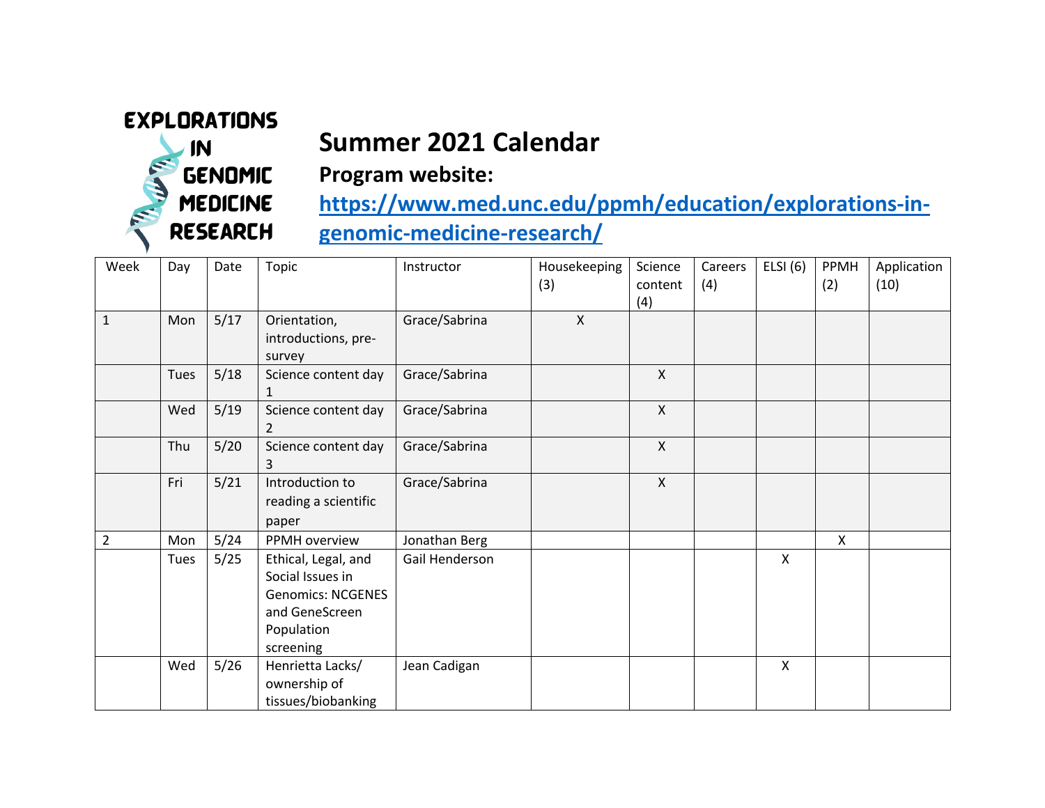EXPLORATIONS IN GENOMIC MEDICINE RESEARCH

# Summer 2021 Calendar

## Program website: [https://www.med.unc.edu/ppmh/education/explorations-in-genomic-medicine-research/](https://www.med.unc.edu/ppmh/education/explorations-in-genomic-medicine-research/)

| Week | Day | Date | Topic | Instructor | Housekeeping (3) | Science content (4) | Careers (4) | ELSI (6) | PPMH (2) | Application (10) |
|---|---|---|---|---|---|---|---|---|---|---|
| 1 | Mon | 5/17 | Orientation, introductions, pre-survey | Grace/Sabrina | X | | | | | |
| | Tues | 5/18 | Science content day 1 | Grace/Sabrina | | X | | | | |
| | Wed | 5/19 | Science content day 2 | Grace/Sabrina | | X | | | | |
| | Thu | 5/20 | Science content day 3 | Grace/Sabrina | | X | | | | |
| | Fri | 5/21 | Introduction to reading a scientific paper | Grace/Sabrina | | X | | | | |
| 2 | Mon | 5/24 | PPMH overview | Jonathan Berg | | | | | X | |
| | Tues | 5/25 | Ethical, Legal, and Social Issues in Genomics: NCGENES and GeneScreen Population screening | Gail Henderson | | | | X | | |
| | Wed | 5/26 | Henrietta Lacks/ ownership of tissues/biobanking | Jean Cadigan | | | | X | | |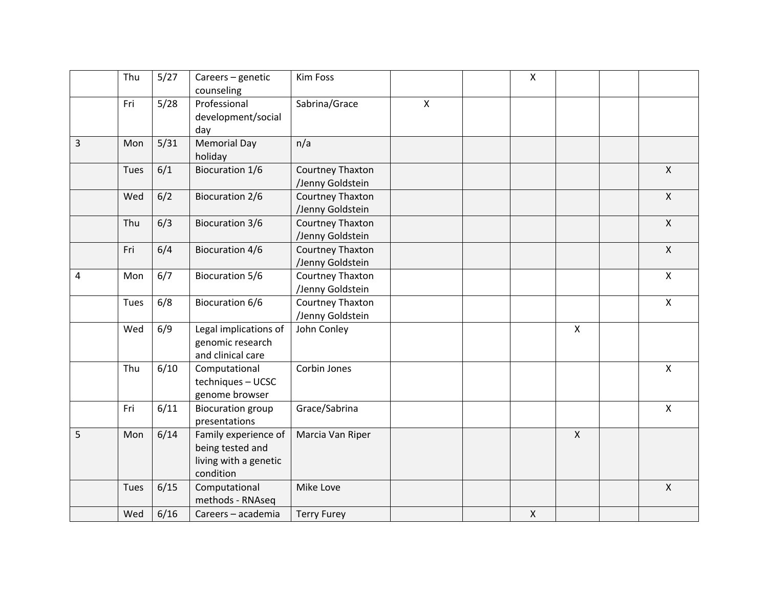| | | | | | | | | | | |
|---|---|---|---|---|---|---|---|---|---|---|
| | Thu | 5/27 | Careers – genetic counseling | Kim Foss | | | X | | | |
| | Fri | 5/28 | Professional development/social day | Sabrina/Grace | X | | | | | |
| 3 | Mon | 5/31 | Memorial Day holiday | n/a | | | | | | |
| | Tues | 6/1 | Biocuration 1/6 | Courtney Thaxton /Jenny Goldstein | | | | | | X |
| | Wed | 6/2 | Biocuration 2/6 | Courtney Thaxton /Jenny Goldstein | | | | | | X |
| | Thu | 6/3 | Biocuration 3/6 | Courtney Thaxton /Jenny Goldstein | | | | | | X |
| | Fri | 6/4 | Biocuration 4/6 | Courtney Thaxton /Jenny Goldstein | | | | | | X |
| 4 | Mon | 6/7 | Biocuration 5/6 | Courtney Thaxton /Jenny Goldstein | | | | | | X |
| | Tues | 6/8 | Biocuration 6/6 | Courtney Thaxton /Jenny Goldstein | | | | | | X |
| | Wed | 6/9 | Legal implications of genomic research and clinical care | John Conley | | | | X | | |
| | Thu | 6/10 | Computational techniques – UCSC genome browser | Corbin Jones | | | | | | X |
| | Fri | 6/11 | Biocuration group presentations | Grace/Sabrina | | | | | | X |
| 5 | Mon | 6/14 | Family experience of being tested and living with a genetic condition | Marcia Van Riper | | | | X | | |
| | Tues | 6/15 | Computational methods - RNAseq | Mike Love | | | | | | X |
| | Wed | 6/16 | Careers – academia | Terry Furey | | | X | | | |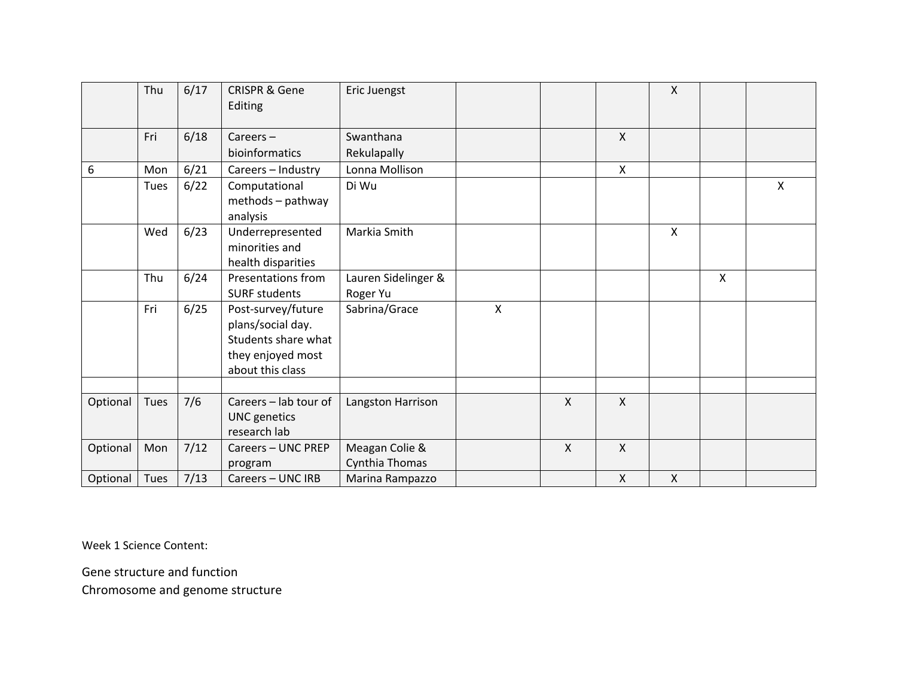| | | | | | | | | | | |
|---|---|---|---|---|---|---|---|---|---|---|
| | Thu | 6/17 | CRISPR & Gene Editing | Eric Juengst | | | | X | | |
| | Fri | 6/18 | Careers – bioinformatics | Swanthana Rekulapally | | | X | | | |
| 6 | Mon | 6/21 | Careers – Industry | Lonna Mollison | | | X | | | |
| | Tues | 6/22 | Computational methods – pathway analysis | Di Wu | | | | | | X |
| | Wed | 6/23 | Underrepresented minorities and health disparities | Markia Smith | | | | X | | |
| | Thu | 6/24 | Presentations from SURF students | Lauren Sidelinger & Roger Yu | | | | | X | |
| | Fri | 6/25 | Post-survey/future plans/social day. Students share what they enjoyed most about this class | Sabrina/Grace | X | | | | | |
| | | | | | | | | | | |
| Optional | Tues | 7/6 | Careers – lab tour of UNC genetics research lab | Langston Harrison | | X | X | | | |
| Optional | Mon | 7/12 | Careers – UNC PREP program | Meagan Colie & Cynthia Thomas | | X | X | | | |
| Optional | Tues | 7/13 | Careers – UNC IRB | Marina Rampazzo | | | X | X | | |

Week 1 Science Content:

Gene structure and function
Chromosome and genome structure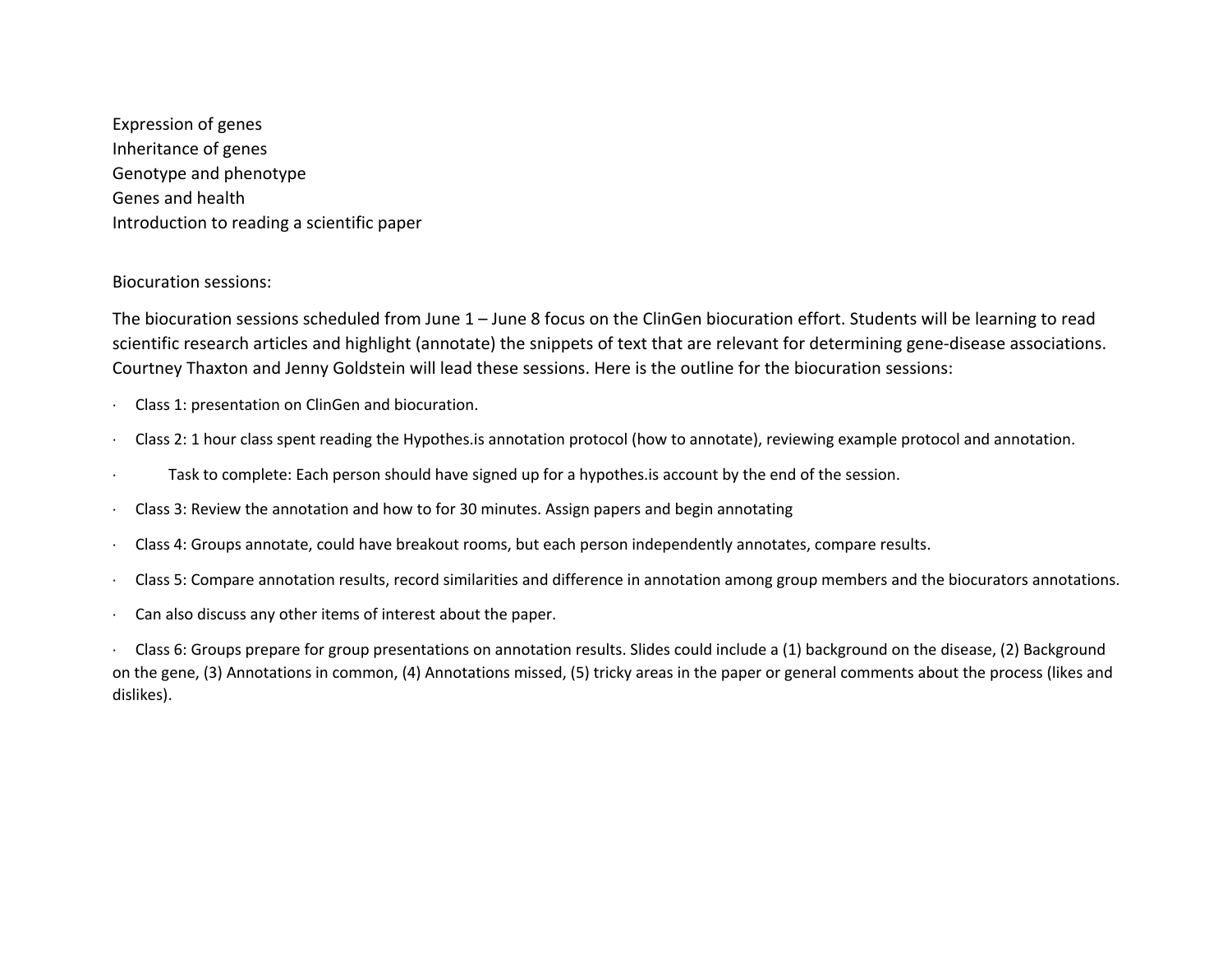Expression of genes
Inheritance of genes
Genotype and phenotype
Genes and health
Introduction to reading a scientific paper

Biocuration sessions:

The biocuration sessions scheduled from June 1 – June 8 focus on the ClinGen biocuration effort. Students will be learning to read scientific research articles and highlight (annotate) the snippets of text that are relevant for determining gene-disease associations. Courtney Thaxton and Jenny Goldstein will lead these sessions. Here is the outline for the biocuration sessions:

- Class 1: presentation on ClinGen and biocuration.
- Class 2: 1 hour class spent reading the Hypothes.is annotation protocol (how to annotate), reviewing example protocol and annotation.
    - Task to complete: Each person should have signed up for a hypothes.is account by the end of the session.
- Class 3: Review the annotation and how to for 30 minutes. Assign papers and begin annotating
- Class 4: Groups annotate, could have breakout rooms, but each person independently annotates, compare results.
- Class 5: Compare annotation results, record similarities and difference in annotation among group members and the biocurators annotations.
- Can also discuss any other items of interest about the paper.
- Class 6: Groups prepare for group presentations on annotation results. Slides could include a (1) background on the disease, (2) Background on the gene, (3) Annotations in common, (4) Annotations missed, (5) tricky areas in the paper or general comments about the process (likes and dislikes).